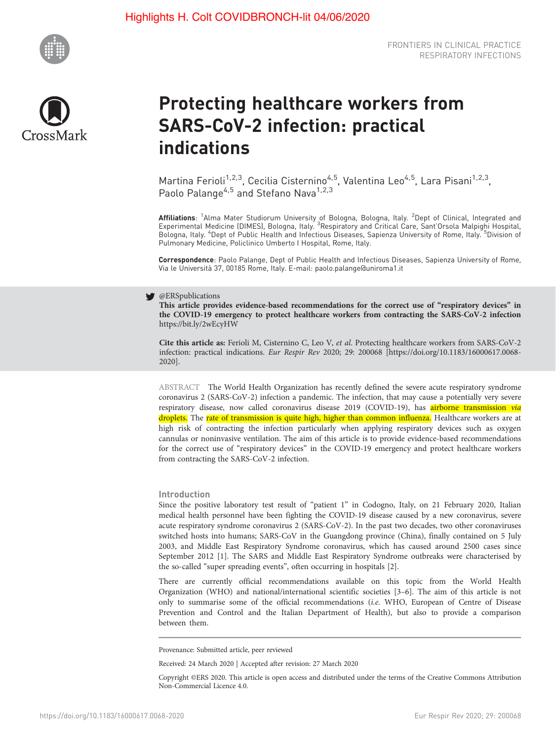Highlights H. Colt COVIDBRONCH-lit 04/06/2020

FRONTIERS IN CLINICAL PRACTICE
RESPIRATORY INFECTIONS

# Protecting healthcare workers from SARS-CoV-2 infection: practical indications

Martina Ferioli[1,2,3], Cecilia Cisternino[4,5], Valentina Leo[4,5], Lara Pisani[1,2,3], Paolo Palange[4,5] and Stefano Nava[1,2,3]

**Affiliations**: [1]Alma Mater Studiorum University of Bologna, Bologna, Italy. [2]Dept of Clinical, Integrated and Experimental Medicine (DIMES), Bologna, Italy. [3]Respiratory and Critical Care, Sant'Orsola Malpighi Hospital, Bologna, Italy. [4]Dept of Public Health and Infectious Diseases, Sapienza University of Rome, Italy. [5]Division of Pulmonary Medicine, Policlinico Umberto I Hospital, Rome, Italy.

**Correspondence**: Paolo Palange, Dept of Public Health and Infectious Diseases, Sapienza University of Rome, Via le Università 37, 00185 Rome, Italy. E-mail: paolo.palange@uniroma1.it

@ERSpublications
**This article provides evidence-based recommendations for the correct use of "respiratory devices" in the COVID-19 emergency to protect healthcare workers from contracting the SARS-CoV-2 infection** https://bit.ly/2wEcyHW

**Cite this article as:** Ferioli M, Cisternino C, Leo V, *et al.* Protecting healthcare workers from SARS-CoV-2 infection: practical indications. *Eur Respir Rev* 2020; 29: 200068 [https://doi.org/10.1183/16000617.0068-2020].

ABSTRACT The World Health Organization has recently defined the severe acute respiratory syndrome coronavirus 2 (SARS-CoV-2) infection a pandemic. The infection, that may cause a potentially very severe respiratory disease, now called coronavirus disease 2019 (COVID-19), has airborne transmission *via* droplets. The rate of transmission is quite high, higher than common influenza. Healthcare workers are at high risk of contracting the infection particularly when applying respiratory devices such as oxygen cannulas or noninvasive ventilation. The aim of this article is to provide evidence-based recommendations for the correct use of "respiratory devices" in the COVID-19 emergency and protect healthcare workers from contracting the SARS-CoV-2 infection.

## Introduction

Since the positive laboratory test result of "patient 1" in Codogno, Italy, on 21 February 2020, Italian medical health personnel have been fighting the COVID-19 disease caused by a new coronavirus, severe acute respiratory syndrome coronavirus 2 (SARS-CoV-2). In the past two decades, two other coronaviruses switched hosts into humans; SARS-CoV in the Guangdong province (China), finally contained on 5 July 2003, and Middle East Respiratory Syndrome coronavirus, which has caused around 2500 cases since September 2012 [1]. The SARS and Middle East Respiratory Syndrome outbreaks were characterised by the so-called "super spreading events", often occurring in hospitals [2].

There are currently official recommendations available on this topic from the World Health Organization (WHO) and national/international scientific societies [3–6]. The aim of this article is not only to summarise some of the official recommendations (*i.e.* WHO, European of Centre of Disease Prevention and Control and the Italian Department of Health), but also to provide a comparison between them.

Provenance: Submitted article, peer reviewed

Received: 24 March 2020 | Accepted after revision: 27 March 2020

Copyright ©ERS 2020. This article is open access and distributed under the terms of the Creative Commons Attribution Non-Commercial Licence 4.0.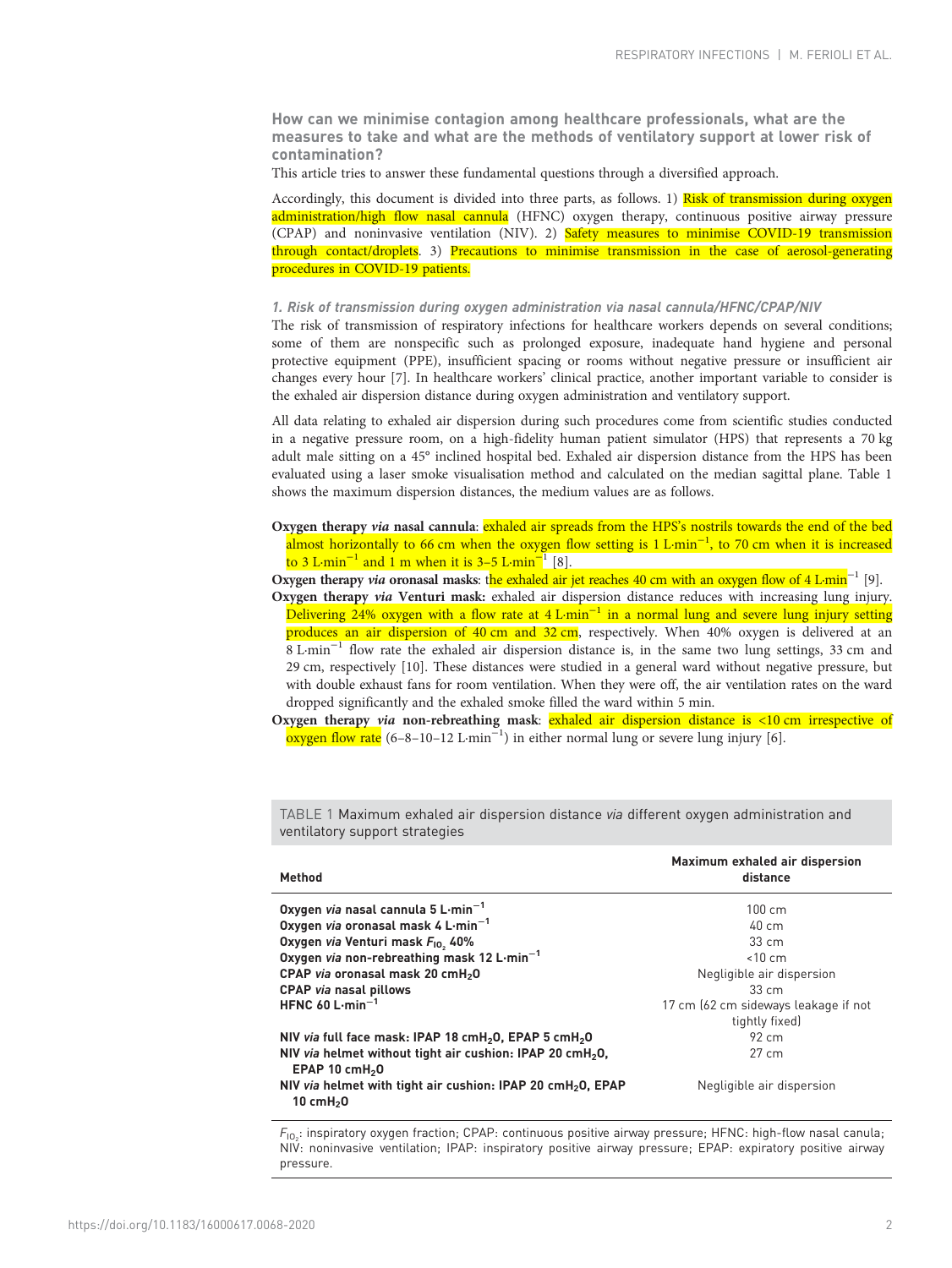**How can we minimise contagion among healthcare professionals, what are the measures to take and what are the methods of ventilatory support at lower risk of contamination?**

This article tries to answer these fundamental questions through a diversified approach.

Accordingly, this document is divided into three parts, as follows. 1) Risk of transmission during oxygen administration/high flow nasal cannula (HFNC) oxygen therapy, continuous positive airway pressure (CPAP) and noninvasive ventilation (NIV). 2) Safety measures to minimise COVID-19 transmission through contact/droplets. 3) Precautions to minimise transmission in the case of aerosol-generating procedures in COVID-19 patients.

### *1. Risk of transmission during oxygen administration via nasal cannula/HFNC/CPAP/NIV*

The risk of transmission of respiratory infections for healthcare workers depends on several conditions; some of them are nonspecific such as prolonged exposure, inadequate hand hygiene and personal protective equipment (PPE), insufficient spacing or rooms without negative pressure or insufficient air changes every hour [7]. In healthcare workers' clinical practice, another important variable to consider is the exhaled air dispersion distance during oxygen administration and ventilatory support.

All data relating to exhaled air dispersion during such procedures come from scientific studies conducted in a negative pressure room, on a high-fidelity human patient simulator (HPS) that represents a 70 kg adult male sitting on a 45° inclined hospital bed. Exhaled air dispersion distance from the HPS has been evaluated using a laser smoke visualisation method and calculated on the median sagittal plane. Table 1 shows the maximum dispersion distances, the medium values are as follows.

**Oxygen therapy *via* nasal cannula**: exhaled air spreads from the HPS's nostrils towards the end of the bed almost horizontally to 66 cm when the oxygen flow setting is 1 $L \cdot min^{-1}$, to 70 cm when it is increased to 3 $L \cdot min^{-1}$ and 1 m when it is 3–5 $L \cdot min^{-1}$ [8].

**Oxygen therapy *via* oronasal masks**: the exhaled air jet reaches 40 cm with an oxygen flow of 4 $L \cdot min^{-1}$ [9].

**Oxygen therapy *via* Venturi mask:** exhaled air dispersion distance reduces with increasing lung injury. Delivering 24% oxygen with a flow rate at 4 $L \cdot min^{-1}$ in a normal lung and severe lung injury setting produces an air dispersion of 40 cm and 32 cm, respectively. When 40% oxygen is delivered at an 8 $L \cdot min^{-1}$ flow rate the exhaled air dispersion distance is, in the same two lung settings, 33 cm and 29 cm, respectively. These distances were studied in a general ward without negative pressure, but with double exhaust fans for room ventilation. When they were off, the air ventilation rates on the ward dropped significantly and the exhaled smoke filled the ward within 5 min.

**Oxygen therapy *via* non-rebreathing mask**: exhaled air dispersion distance is <10 cm irrespective of oxygen flow rate (6–8–10–12 $L \cdot min^{-1}$) in either normal lung or severe lung injury [6].

TABLE 1 Maximum exhaled air dispersion distance *via* different oxygen administration and ventilatory support strategies

| Method | Maximum exhaled air dispersion distance |
|---|---|
| **Oxygen *via* nasal cannula 5 $L \cdot min^{-1}$** | 100 cm |
| **Oxygen *via* oronasal mask 4 $L \cdot min^{-1}$** | 40 cm |
| **Oxygen *via* Venturi mask $F_{IO_2}$ 40%** | 33 cm |
| **Oxygen *via* non-rebreathing mask 12 $L \cdot min^{-1}$** | <10 cm |
| **CPAP *via* oronasal mask 20 $cmH_2O$** | Negligible air dispersion |
| **CPAP *via* nasal pillows** | 33 cm |
| **HFNC 60 $L \cdot min^{-1}$** | 17 cm (62 cm sideways leakage if not tightly fixed) |
| **NIV *via* full face mask: IPAP 18 $cmH_2O$, EPAP 5 $cmH_2O$** | 92 cm |
| **NIV *via* helmet without tight air cushion: IPAP 20 $cmH_2O$, EPAP 10 $cmH_2O$** | 27 cm |
| **NIV *via* helmet with tight air cushion: IPAP 20 $cmH_2O$, EPAP 10 $cmH_2O$** | Negligible air dispersion |

$F_{IO_2}$: inspiratory oxygen fraction; CPAP: continuous positive airway pressure; HFNC: high-flow nasal canula; NIV: noninvasive ventilation; IPAP: inspiratory positive airway pressure; EPAP: expiratory positive airway pressure.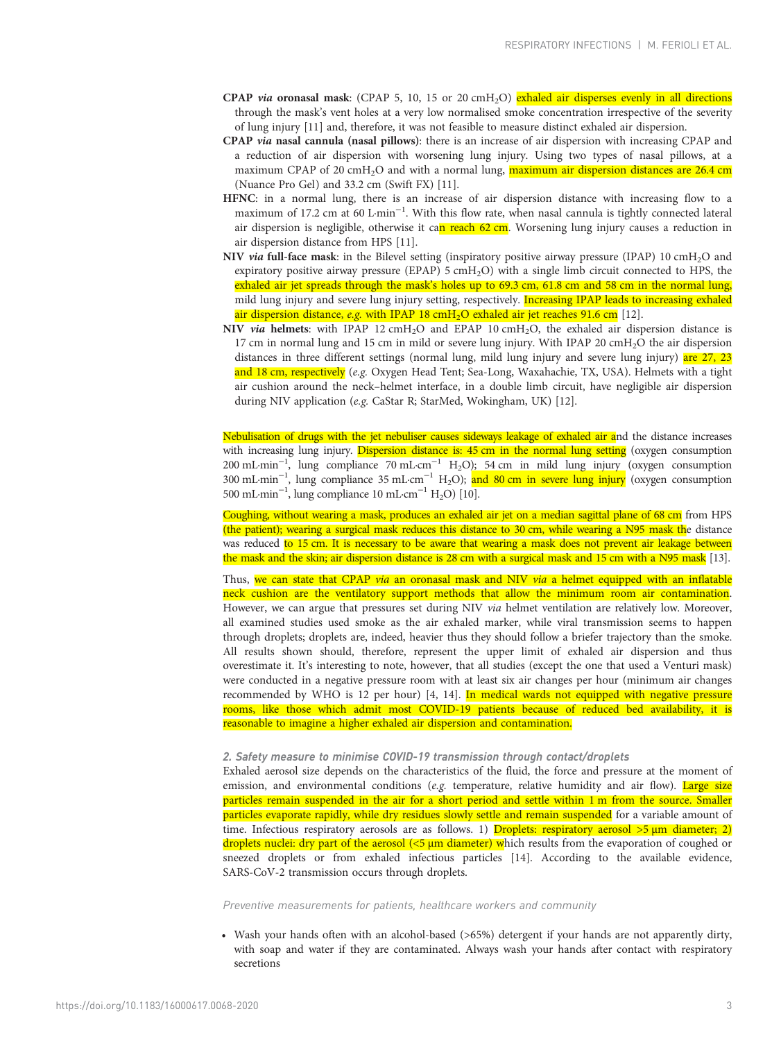**CPAP *via* oronasal mask**: (CPAP 5, 10, 15 or 20 $cmH_2O$) exhaled air disperses evenly in all directions through the mask's vent holes at a very low normalised smoke concentration irrespective of the severity of lung injury [11] and, therefore, it was not feasible to measure distinct exhaled air dispersion.

**CPAP *via* nasal cannula (nasal pillows)**: there is an increase of air dispersion with increasing CPAP and a reduction of air dispersion with worsening lung injury. Using two types of nasal pillows, at a maximum CPAP of 20 $cmH_2O$ and with a normal lung, maximum air dispersion distances are 26.4 cm (Nuance Pro Gel) and 33.2 cm (Swift FX) [11].

**HFNC**: in a normal lung, there is an increase of air dispersion distance with increasing flow to a maximum of 17.2 cm at 60 $L \cdot min^{-1}$. With this flow rate, when nasal cannula is tightly connected lateral air dispersion is negligible, otherwise it can reach 62 cm. Worsening lung injury causes a reduction in air dispersion distance from HPS [11].

**NIV *via* full-face mask**: in the Bilevel setting (inspiratory positive airway pressure (IPAP) 10 $cmH_2O$ and expiratory positive airway pressure (EPAP) 5 $cmH_2O$) with a single limb circuit connected to HPS, the exhaled air jet spreads through the mask's holes up to 69.3 cm, 61.8 cm and 58 cm in the normal lung, mild lung injury and severe lung injury setting, respectively. Increasing IPAP leads to increasing exhaled air dispersion distance, *e.g.* with IPAP 18 $cmH_2O$ exhaled air jet reaches 91.6 cm [12].

**NIV *via* helmets**: with IPAP 12 $cmH_2O$ and EPAP 10 $cmH_2O$, the exhaled air dispersion distance is 17 cm in normal lung and 15 cm in mild or severe lung injury. With IPAP 20 $cmH_2O$ the air dispersion distances in three different settings (normal lung, mild lung injury and severe lung injury) are 27, 23 and 18 cm, respectively (*e.g.* Oxygen Head Tent; Sea-Long, Waxahachie, TX, USA). Helmets with a tight air cushion around the neck–helmet interface, in a double limb circuit, have negligible air dispersion during NIV application (*e.g.* CaStar R; StarMed, Wokingham, UK) [12].

Nebulisation of drugs with the jet nebuliser causes sideways leakage of exhaled air and the distance increases with increasing lung injury. Dispersion distance is: 45 cm in the normal lung setting (oxygen consumption 200 $mL \cdot min^{-1}$, lung compliance 70 $mL \cdot cm^{-1}$ $H_2O$); 54 cm in mild lung injury (oxygen consumption 300 $mL \cdot min^{-1}$, lung compliance 35 $mL \cdot cm^{-1}$ $H_2O$); and 80 cm in severe lung injury (oxygen consumption 500 $mL \cdot min^{-1}$, lung compliance 10 $mL \cdot cm^{-1}$ $H_2O$) [10].

Coughing, without wearing a mask, produces an exhaled air jet on a median sagittal plane of 68 cm from HPS (the patient); wearing a surgical mask reduces this distance to 30 cm, while wearing a N95 mask the distance was reduced to 15 cm. It is necessary to be aware that wearing a mask does not prevent air leakage between the mask and the skin; air dispersion distance is 28 cm with a surgical mask and 15 cm with a N95 mask [13].

Thus, we can state that CPAP *via* an oronasal mask and NIV *via* a helmet equipped with an inflatable neck cushion are the ventilatory support methods that allow the minimum room air contamination. However, we can argue that pressures set during NIV *via* helmet ventilation are relatively low. Moreover, all examined studies used smoke as the air exhaled marker, while viral transmission seems to happen through droplets; droplets are, indeed, heavier thus they should follow a briefer trajectory than the smoke. All results shown should, therefore, represent the upper limit of exhaled air dispersion and thus overestimate it. It's interesting to note, however, that all studies (except the one that used a Venturi mask) were conducted in a negative pressure room with at least six air changes per hour (minimum air changes recommended by WHO is 12 per hour) [4, 14]. In medical wards not equipped with negative pressure rooms, like those which admit most COVID-19 patients because of reduced bed availability, it is reasonable to imagine a higher exhaled air dispersion and contamination.

#### 2. Safety measure to minimise COVID-19 transmission through contact/droplets

Exhaled aerosol size depends on the characteristics of the fluid, the force and pressure at the moment of emission, and environmental conditions (*e.g.* temperature, relative humidity and air flow). Large size particles remain suspended in the air for a short period and settle within 1 m from the source. Smaller particles evaporate rapidly, while dry residues slowly settle and remain suspended for a variable amount of time. Infectious respiratory aerosols are as follows. 1) Droplets: respiratory aerosol >5 µm diameter; 2) droplets nuclei: dry part of the aerosol (<5 µm diameter) which results from the evaporation of coughed or sneezed droplets or from exhaled infectious particles [14]. According to the available evidence, SARS-CoV-2 transmission occurs through droplets.

*Preventive measurements for patients, healthcare workers and community*

- Wash your hands often with an alcohol-based (>65%) detergent if your hands are not apparently dirty, with soap and water if they are contaminated. Always wash your hands after contact with respiratory secretions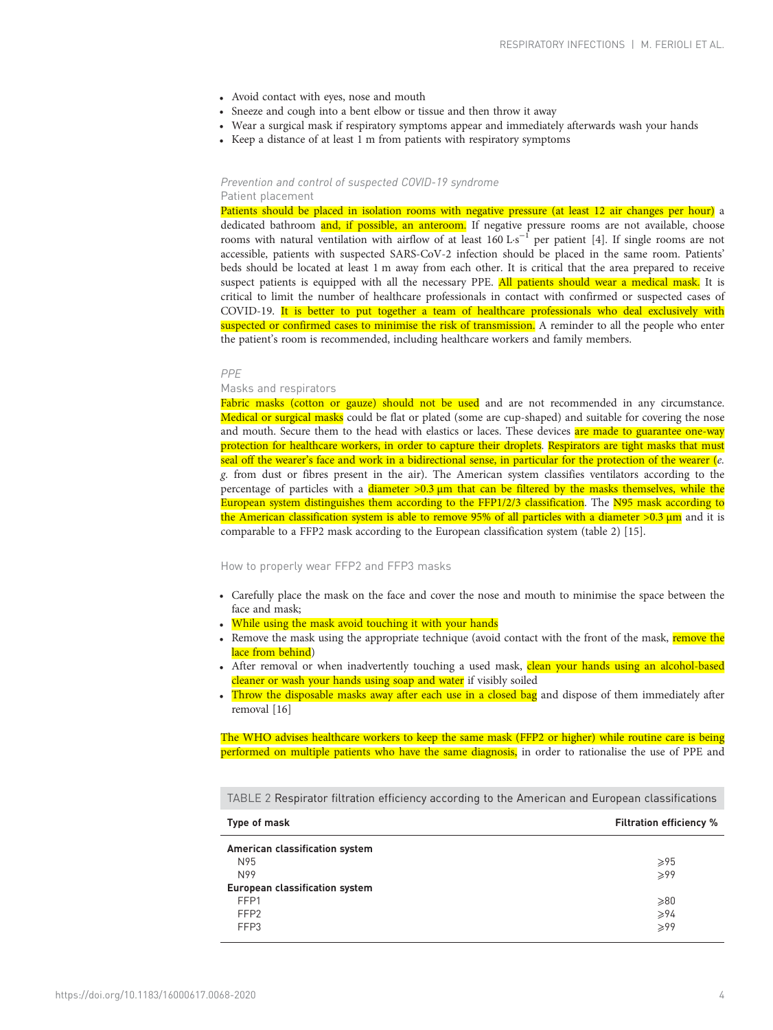- Avoid contact with eyes, nose and mouth
- Sneeze and cough into a bent elbow or tissue and then throw it away
- Wear a surgical mask if respiratory symptoms appear and immediately afterwards wash your hands
- Keep a distance of at least 1 m from patients with respiratory symptoms

### *Prevention and control of suspected COVID-19 syndrome*

#### Patient placement

Patients should be placed in isolation rooms with negative pressure (at least 12 air changes per hour) a dedicated bathroom and, if possible, an anteroom. If negative pressure rooms are not available, choose rooms with natural ventilation with airflow of at least 160 $L \cdot s^{-1}$ per patient [4]. If single rooms are not accessible, patients with suspected SARS-CoV-2 infection should be placed in the same room. Patients' beds should be located at least 1 m away from each other. It is critical that the area prepared to receive suspect patients is equipped with all the necessary PPE. All patients should wear a medical mask. It is critical to limit the number of healthcare professionals in contact with confirmed or suspected cases of COVID-19. It is better to put together a team of healthcare professionals who deal exclusively with suspected or confirmed cases to minimise the risk of transmission. A reminder to all the people who enter the patient's room is recommended, including healthcare workers and family members.

### *PPE*

#### Masks and respirators

Fabric masks (cotton or gauze) should not be used and are not recommended in any circumstance. Medical or surgical masks could be flat or plated (some are cup-shaped) and suitable for covering the nose and mouth. Secure them to the head with elastics or laces. These devices are made to guarantee one-way protection for healthcare workers, in order to capture their droplets. Respirators are tight masks that must seal off the wearer's face and work in a bidirectional sense, in particular for the protection of the wearer (*e.g.* from dust or fibres present in the air). The American system classifies ventilators according to the percentage of particles with a diameter >0.3 μm that can be filtered by the masks themselves, while the European system distinguishes them according to the FFP1/2/3 classification. The N95 mask according to the American classification system is able to remove 95% of all particles with a diameter >0.3 μm and it is comparable to a FFP2 mask according to the European classification system (table 2) [15].

#### How to properly wear FFP2 and FFP3 masks

- Carefully place the mask on the face and cover the nose and mouth to minimise the space between the face and mask;
- While using the mask avoid touching it with your hands
- Remove the mask using the appropriate technique (avoid contact with the front of the mask, remove the lace from behind)
- After removal or when inadvertently touching a used mask, clean your hands using an alcohol-based cleaner or wash your hands using soap and water if visibly soiled
- Throw the disposable masks away after each use in a closed bag and dispose of them immediately after removal [16]

The WHO advises healthcare workers to keep the same mask (FFP2 or higher) while routine care is being performed on multiple patients who have the same diagnosis, in order to rationalise the use of PPE and

TABLE 2 Respirator filtration efficiency according to the American and European classifications

| Type of mask | Filtration efficiency % |
|---|---|
| **American classification system** | |
| N95 | ⩾95 |
| N99 | ⩾99 |
| **European classification system** | |
| FFP1 | ⩾80 |
| FFP2 | ⩾94 |
| FFP3 | ⩾99 |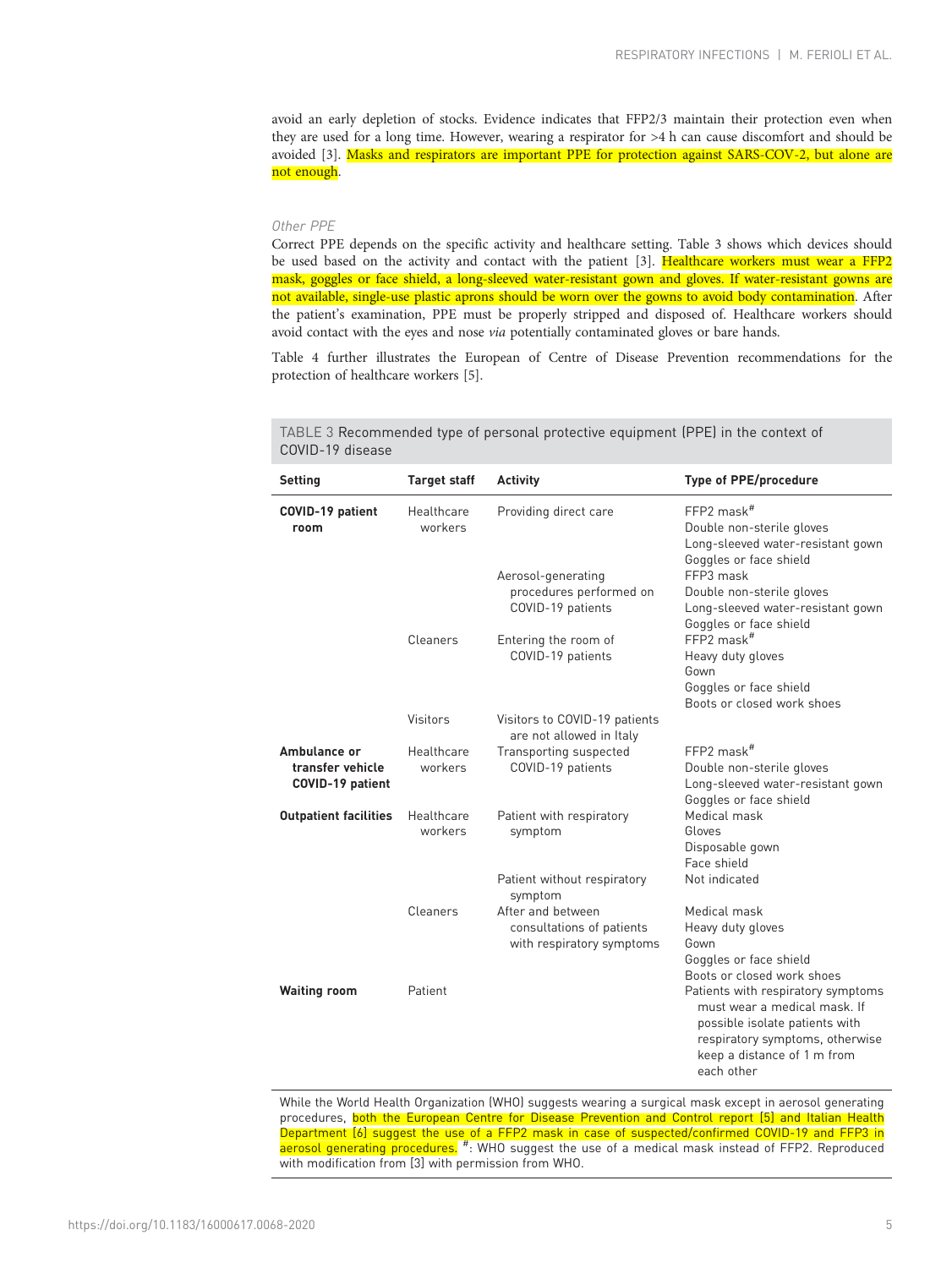avoid an early depletion of stocks. Evidence indicates that FFP2/3 maintain their protection even when they are used for a long time. However, wearing a respirator for >4 h can cause discomfort and should be avoided [3]. Masks and respirators are important PPE for protection against SARS-COV-2, but alone are not enough.

### *Other PPE*

Correct PPE depends on the specific activity and healthcare setting. Table 3 shows which devices should be used based on the activity and contact with the patient [3]. Healthcare workers must wear a FFP2 mask, goggles or face shield, a long-sleeved water-resistant gown and gloves. If water-resistant gowns are not available, single-use plastic aprons should be worn over the gowns to avoid body contamination. After the patient's examination, PPE must be properly stripped and disposed of. Healthcare workers should avoid contact with the eyes and nose *via* potentially contaminated gloves or bare hands.

Table 4 further illustrates the European of Centre of Disease Prevention recommendations for the protection of healthcare workers [5].

TABLE 3 Recommended type of personal protective equipment (PPE) in the context of COVID-19 disease

| Setting | Target staff | Activity | Type of PPE/procedure |
|---|---|---|---|
| **COVID-19 patient room** | Healthcare workers | Providing direct care | FFP2 mask[#]<br>Double non-sterile gloves<br>Long-sleeved water-resistant gown<br>Goggles or face shield |
| | | Aerosol-generating procedures performed on COVID-19 patients | FFP3 mask<br>Double non-sterile gloves<br>Long-sleeved water-resistant gown<br>Goggles or face shield |
| | Cleaners | Entering the room of COVID-19 patients | FFP2 mask[#]<br>Heavy duty gloves<br>Gown<br>Goggles or face shield<br>Boots or closed work shoes |
| | Visitors | Visitors to COVID-19 patients are not allowed in Italy | |
| **Ambulance or transfer vehicle COVID-19 patient** | Healthcare workers | Transporting suspected COVID-19 patients | FFP2 mask[#]<br>Double non-sterile gloves<br>Long-sleeved water-resistant gown<br>Goggles or face shield |
| **Outpatient facilities** | Healthcare workers | Patient with respiratory symptom | Medical mask<br>Gloves<br>Disposable gown<br>Face shield |
| | | Patient without respiratory symptom | Not indicated |
| | Cleaners | After and between consultations of patients with respiratory symptoms | Medical mask<br>Heavy duty gloves<br>Gown<br>Goggles or face shield<br>Boots or closed work shoes |
| **Waiting room** | Patient | | Patients with respiratory symptoms must wear a medical mask. If possible isolate patients with respiratory symptoms, otherwise keep a distance of 1 m from each other |

While the World Health Organization (WHO) suggests wearing a surgical mask except in aerosol generating procedures, both the European Centre for Disease Prevention and Control report [5] and Italian Health Department [6] suggest the use of a FFP2 mask in case of suspected/confirmed COVID-19 and FFP3 in aerosol generating procedures. #: WHO suggest the use of a medical mask instead of FFP2. Reproduced with modification from [3] with permission from WHO.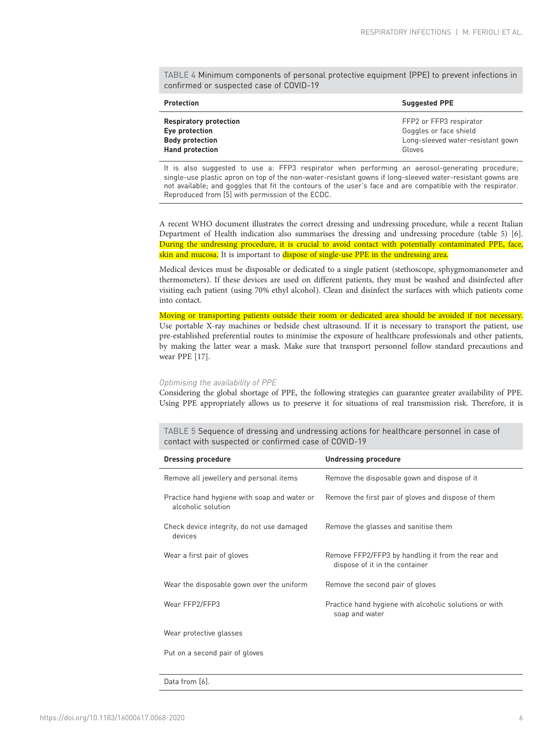TABLE 4 Minimum components of personal protective equipment (PPE) to prevent infections in confirmed or suspected case of COVID-19

| Protection | Suggested PPE |
|---|---|
| **Respiratory protection** | FFP2 or FFP3 respirator |
| **Eye protection** | Goggles or face shield |
| **Body protection** | Long-sleeved water-resistant gown |
| **Hand protection** | Gloves |

It is also suggested to use a: FFP3 respirator when performing an aerosol-generating procedure; single-use plastic apron on top of the non-water-resistant gowns if long-sleeved water-resistant gowns are not available; and goggles that fit the contours of the user's face and are compatible with the respirator. Reproduced from [5] with permission of the ECDC.

A recent WHO document illustrates the correct dressing and undressing procedure, while a recent Italian Department of Health indication also summarises the dressing and undressing procedure (table 5) [6]. During the undressing procedure, it is crucial to avoid contact with potentially contaminated PPE, face, skin and mucosa. It is important to dispose of single-use PPE in the undressing area.

Medical devices must be disposable or dedicated to a single patient (stethoscope, sphygmomanometer and thermometers). If these devices are used on different patients, they must be washed and disinfected after visiting each patient (using 70% ethyl alcohol). Clean and disinfect the surfaces with which patients come into contact.

Moving or transporting patients outside their room or dedicated area should be avoided if not necessary. Use portable X-ray machines or bedside chest ultrasound. If it is necessary to transport the patient, use pre-established preferential routes to minimise the exposure of healthcare professionals and other patients, by making the latter wear a mask. Make sure that transport personnel follow standard precautions and wear PPE [17].

*Optimising the availability of PPE*

Considering the global shortage of PPE, the following strategies can guarantee greater availability of PPE. Using PPE appropriately allows us to preserve it for situations of real transmission risk. Therefore, it is

TABLE 5 Sequence of dressing and undressing actions for healthcare personnel in case of contact with suspected or confirmed case of COVID-19

| Dressing procedure | Undressing procedure |
|---|---|
| Remove all jewellery and personal items | Remove the disposable gown and dispose of it |
| Practice hand hygiene with soap and water or alcoholic solution | Remove the first pair of gloves and dispose of them |
| Check device integrity, do not use damaged devices | Remove the glasses and sanitise them |
| Wear a first pair of gloves | Remove FFP2/FFP3 by handling it from the rear and dispose of it in the container |
| Wear the disposable gown over the uniform | Remove the second pair of gloves |
| Wear FFP2/FFP3 | Practice hand hygiene with alcoholic solutions or with soap and water |
| Wear protective glasses | |
| Put on a second pair of gloves | |

Data from [6].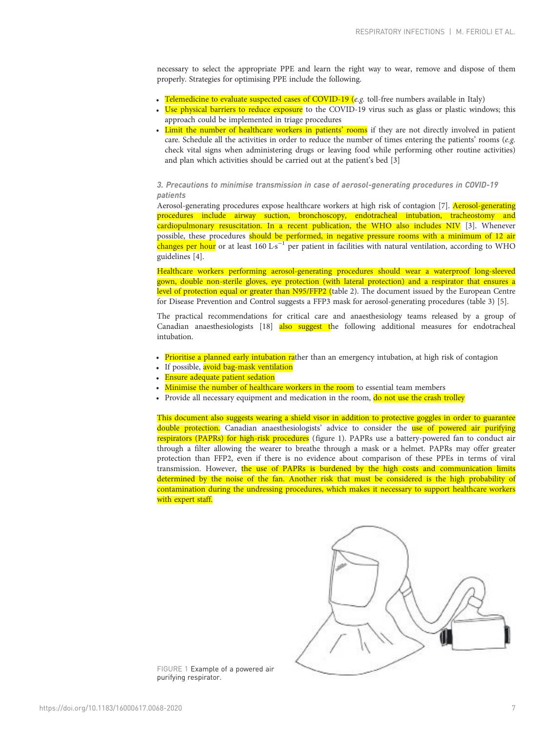necessary to select the appropriate PPE and learn the right way to wear, remove and dispose of them properly. Strategies for optimising PPE include the following.

- Telemedicine to evaluate suspected cases of COVID-19 (*e.g.* toll-free numbers available in Italy)
- Use physical barriers to reduce exposure to the COVID-19 virus such as glass or plastic windows; this approach could be implemented in triage procedures
- Limit the number of healthcare workers in patients' rooms if they are not directly involved in patient care. Schedule all the activities in order to reduce the number of times entering the patients' rooms (*e.g.* check vital signs when administering drugs or leaving food while performing other routine activities) and plan which activities should be carried out at the patient's bed [3]

### *3. Precautions to minimise transmission in case of aerosol-generating procedures in COVID-19 patients*

Aerosol-generating procedures expose healthcare workers at high risk of contagion [7]. Aerosol-generating procedures include airway suction, bronchoscopy, endotracheal intubation, tracheostomy and cardiopulmonary resuscitation. In a recent publication, the WHO also includes NIV [3]. Whenever possible, these procedures should be performed, in negative pressure rooms with a minimum of 12 air changes per hour or at least 160 $L \cdot s^{-1}$ per patient in facilities with natural ventilation, according to WHO guidelines [4].

Healthcare workers performing aerosol-generating procedures should wear a waterproof long-sleeved gown, double non-sterile gloves, eye protection (with lateral protection) and a respirator that ensures a level of protection equal or greater than N95/FFP2 (table 2). The document issued by the European Centre for Disease Prevention and Control suggests a FFP3 mask for aerosol-generating procedures (table 3) [5].

The practical recommendations for critical care and anaesthesiology teams released by a group of Canadian anaesthesiologists [18] also suggest the following additional measures for endotracheal intubation.

- Prioritise a planned early intubation rather than an emergency intubation, at high risk of contagion
- If possible, avoid bag-mask ventilation
- Ensure adequate patient sedation
- Minimise the number of healthcare workers in the room to essential team members
- Provide all necessary equipment and medication in the room, do not use the crash trolley

This document also suggests wearing a shield visor in addition to protective goggles in order to guarantee double protection. Canadian anaesthesiologists' advice to consider the use of powered air purifying respirators (PAPRs) for high-risk procedures (figure 1). PAPRs use a battery-powered fan to conduct air through a filter allowing the wearer to breathe through a mask or a helmet. PAPRs may offer greater protection than FFP2, even if there is no evidence about comparison of these PPEs in terms of viral transmission. However, the use of PAPRs is burdened by the high costs and communication limits determined by the noise of the fan. Another risk that must be considered is the high probability of contamination during the undressing procedures, which makes it necessary to support healthcare workers with expert staff.

FIGURE 1 Example of a powered air purifying respirator.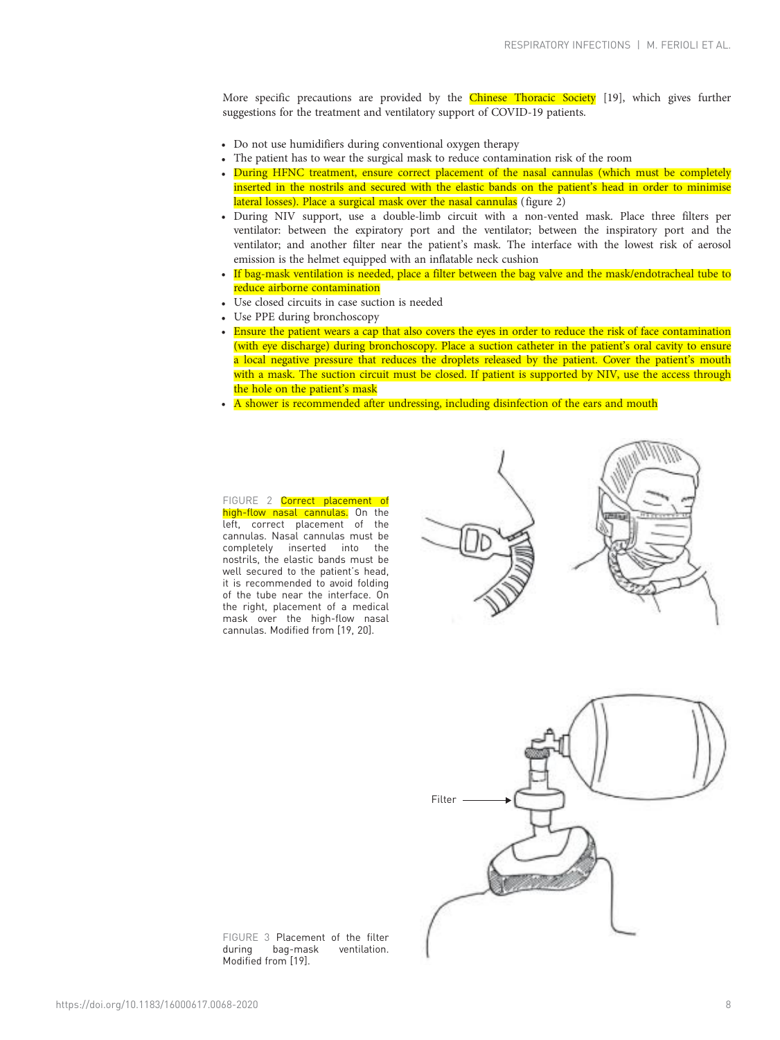More specific precautions are provided by the Chinese Thoracic Society [19], which gives further suggestions for the treatment and ventilatory support of COVID-19 patients.

- Do not use humidifiers during conventional oxygen therapy
- The patient has to wear the surgical mask to reduce contamination risk of the room
- During HFNC treatment, ensure correct placement of the nasal cannulas (which must be completely inserted in the nostrils and secured with the elastic bands on the patient's head in order to minimise lateral losses). Place a surgical mask over the nasal cannulas (figure 2)
- During NIV support, use a double-limb circuit with a non-vented mask. Place three filters per ventilator: between the expiratory port and the ventilator; between the inspiratory port and the ventilator; and another filter near the patient's mask. The interface with the lowest risk of aerosol emission is the helmet equipped with an inflatable neck cushion
- If bag-mask ventilation is needed, place a filter between the bag valve and the mask/endotracheal tube to reduce airborne contamination
- Use closed circuits in case suction is needed
- Use PPE during bronchoscopy
- Ensure the patient wears a cap that also covers the eyes in order to reduce the risk of face contamination (with eye discharge) during bronchoscopy. Place a suction catheter in the patient's oral cavity to ensure a local negative pressure that reduces the droplets released by the patient. Cover the patient's mouth with a mask. The suction circuit must be closed. If patient is supported by NIV, use the access through the hole on the patient's mask
- A shower is recommended after undressing, including disinfection of the ears and mouth

FIGURE 2 Correct placement of high-flow nasal cannulas. On the left, correct placement of the cannulas. Nasal cannulas must be completely inserted into the nostrils, the elastic bands must be well secured to the patient's head, it is recommended to avoid folding of the tube near the interface. On the right, placement of a medical mask over the high-flow nasal cannulas. Modified from [19, 20].

FIGURE 3 Placement of the filter during bag-mask ventilation. Modified from [19].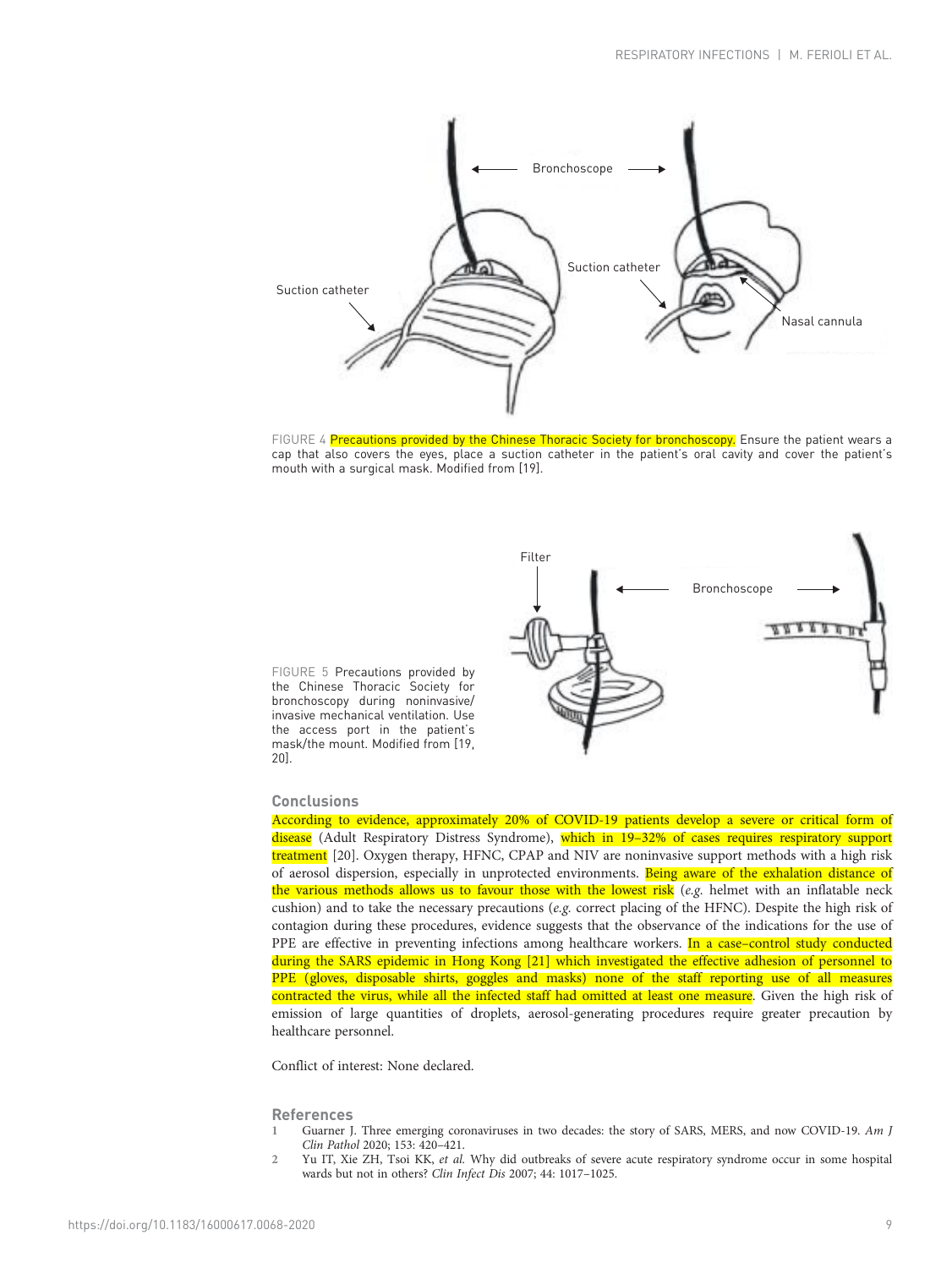FIGURE 4 Precautions provided by the Chinese Thoracic Society for bronchoscopy. Ensure the patient wears a cap that also covers the eyes, place a suction catheter in the patient's oral cavity and cover the patient's mouth with a surgical mask. Modified from [19].

FIGURE 5 Precautions provided by the Chinese Thoracic Society for bronchoscopy during noninvasive/invasive mechanical ventilation. Use the access port in the patient's mask/the mount. Modified from [19, 20].

## Conclusions

According to evidence, approximately 20% of COVID-19 patients develop a severe or critical form of disease (Adult Respiratory Distress Syndrome), which in 19–32% of cases requires respiratory support treatment [20]. Oxygen therapy, HFNC, CPAP and NIV are noninvasive support methods with a high risk of aerosol dispersion, especially in unprotected environments. Being aware of the exhalation distance of the various methods allows us to favour those with the lowest risk (*e.g.* helmet with an inflatable neck cushion) and to take the necessary precautions (*e.g.* correct placing of the HFNC). Despite the high risk of contagion during these procedures, evidence suggests that the observance of the indications for the use of PPE are effective in preventing infections among healthcare workers. In a case–control study conducted during the SARS epidemic in Hong Kong [21] which investigated the effective adhesion of personnel to PPE (gloves, disposable shirts, goggles and masks) none of the staff reporting use of all measures contracted the virus, while all the infected staff had omitted at least one measure. Given the high risk of emission of large quantities of droplets, aerosol-generating procedures require greater precaution by healthcare personnel.

Conflict of interest: None declared.

## References

1. Guarner J. Three emerging coronaviruses in two decades: the story of SARS, MERS, and now COVID-19. *Am J Clin Pathol* 2020; 153: 420–421.
2. Yu IT, Xie ZH, Tsoi KK, *et al.* Why did outbreaks of severe acute respiratory syndrome occur in some hospital wards but not in others? *Clin Infect Dis* 2007; 44: 1017–1025.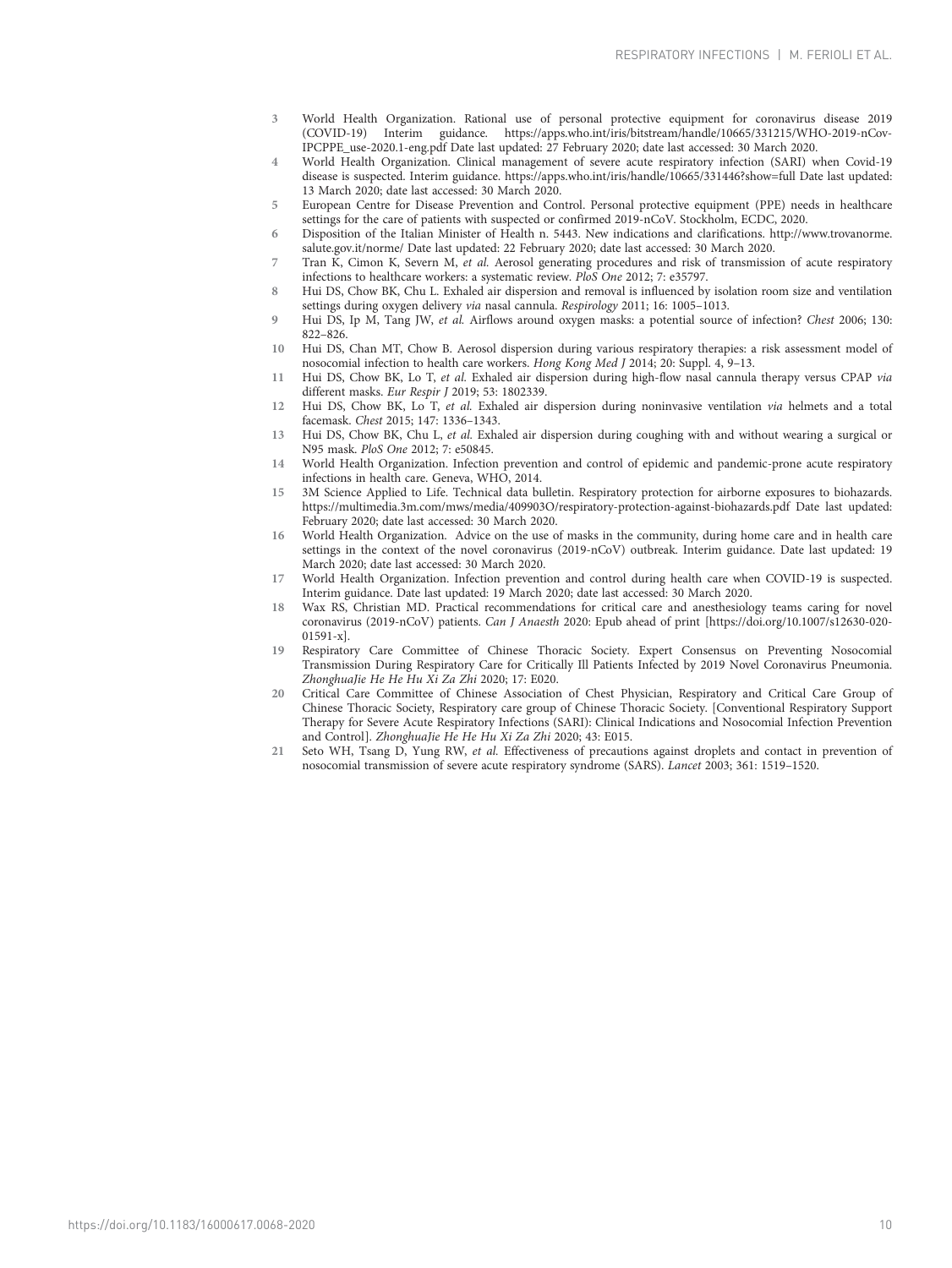3 World Health Organization. Rational use of personal protective equipment for coronavirus disease 2019 (COVID-19) Interim guidance. https://apps.who.int/iris/bitstream/handle/10665/331215/WHO-2019-nCov-IPCPPE_use-2020.1-eng.pdf Date last updated: 27 February 2020; date last accessed: 30 March 2020.
4 World Health Organization. Clinical management of severe acute respiratory infection (SARI) when Covid-19 disease is suspected. Interim guidance. https://apps.who.int/iris/handle/10665/331446?show=full Date last updated: 13 March 2020; date last accessed: 30 March 2020.
5 European Centre for Disease Prevention and Control. Personal protective equipment (PPE) needs in healthcare settings for the care of patients with suspected or confirmed 2019-nCoV. Stockholm, ECDC, 2020.
6 Disposition of the Italian Minister of Health n. 5443. New indications and clarifications. http://www.trovanorme.salute.gov.it/norme/ Date last updated: 22 February 2020; date last accessed: 30 March 2020.
7 Tran K, Cimon K, Severn M, *et al.* Aerosol generating procedures and risk of transmission of acute respiratory infections to healthcare workers: a systematic review. *PloS One* 2012; 7: e35797.
8 Hui DS, Chow BK, Chu L. Exhaled air dispersion and removal is influenced by isolation room size and ventilation settings during oxygen delivery *via* nasal cannula. *Respirology* 2011; 16: 1005–1013.
9 Hui DS, Ip M, Tang JW, *et al.* Airflows around oxygen masks: a potential source of infection? *Chest* 2006; 130: 822–826.
10 Hui DS, Chan MT, Chow B. Aerosol dispersion during various respiratory therapies: a risk assessment model of nosocomial infection to health care workers. *Hong Kong Med J* 2014; 20: Suppl. 4, 9–13.
11 Hui DS, Chow BK, Lo T, *et al.* Exhaled air dispersion during high-flow nasal cannula therapy versus CPAP *via* different masks. *Eur Respir J* 2019; 53: 1802339.
12 Hui DS, Chow BK, Lo T, *et al.* Exhaled air dispersion during noninvasive ventilation *via* helmets and a total facemask. *Chest* 2015; 147: 1336–1343.
13 Hui DS, Chow BK, Chu L, *et al.* Exhaled air dispersion during coughing with and without wearing a surgical or N95 mask. *PloS One* 2012; 7: e50845.
14 World Health Organization. Infection prevention and control of epidemic and pandemic-prone acute respiratory infections in health care. Geneva, WHO, 2014.
15 3M Science Applied to Life. Technical data bulletin. Respiratory protection for airborne exposures to biohazards. https://multimedia.3m.com/mws/media/409903O/respiratory-protection-against-biohazards.pdf Date last updated: February 2020; date last accessed: 30 March 2020.
16 World Health Organization. Advice on the use of masks in the community, during home care and in health care settings in the context of the novel coronavirus (2019-nCoV) outbreak. Interim guidance. Date last updated: 19 March 2020; date last accessed: 30 March 2020.
17 World Health Organization. Infection prevention and control during health care when COVID-19 is suspected. Interim guidance. Date last updated: 19 March 2020; date last accessed: 30 March 2020.
18 Wax RS, Christian MD. Practical recommendations for critical care and anesthesiology teams caring for novel coronavirus (2019-nCoV) patients. *Can J Anaesth* 2020: Epub ahead of print [https://doi.org/10.1007/s12630-020-01591-x].
19 Respiratory Care Committee of Chinese Thoracic Society. Expert Consensus on Preventing Nosocomial Transmission During Respiratory Care for Critically Ill Patients Infected by 2019 Novel Coronavirus Pneumonia. *ZhonghuaJie He He Hu Xi Za Zhi* 2020; 17: E020.
20 Critical Care Committee of Chinese Association of Chest Physician, Respiratory and Critical Care Group of Chinese Thoracic Society, Respiratory care group of Chinese Thoracic Society. [Conventional Respiratory Support Therapy for Severe Acute Respiratory Infections (SARI): Clinical Indications and Nosocomial Infection Prevention and Control]. *ZhonghuaJie He He Hu Xi Za Zhi* 2020; 43: E015.
21 Seto WH, Tsang D, Yung RW, *et al.* Effectiveness of precautions against droplets and contact in prevention of nosocomial transmission of severe acute respiratory syndrome (SARS). *Lancet* 2003; 361: 1519–1520.